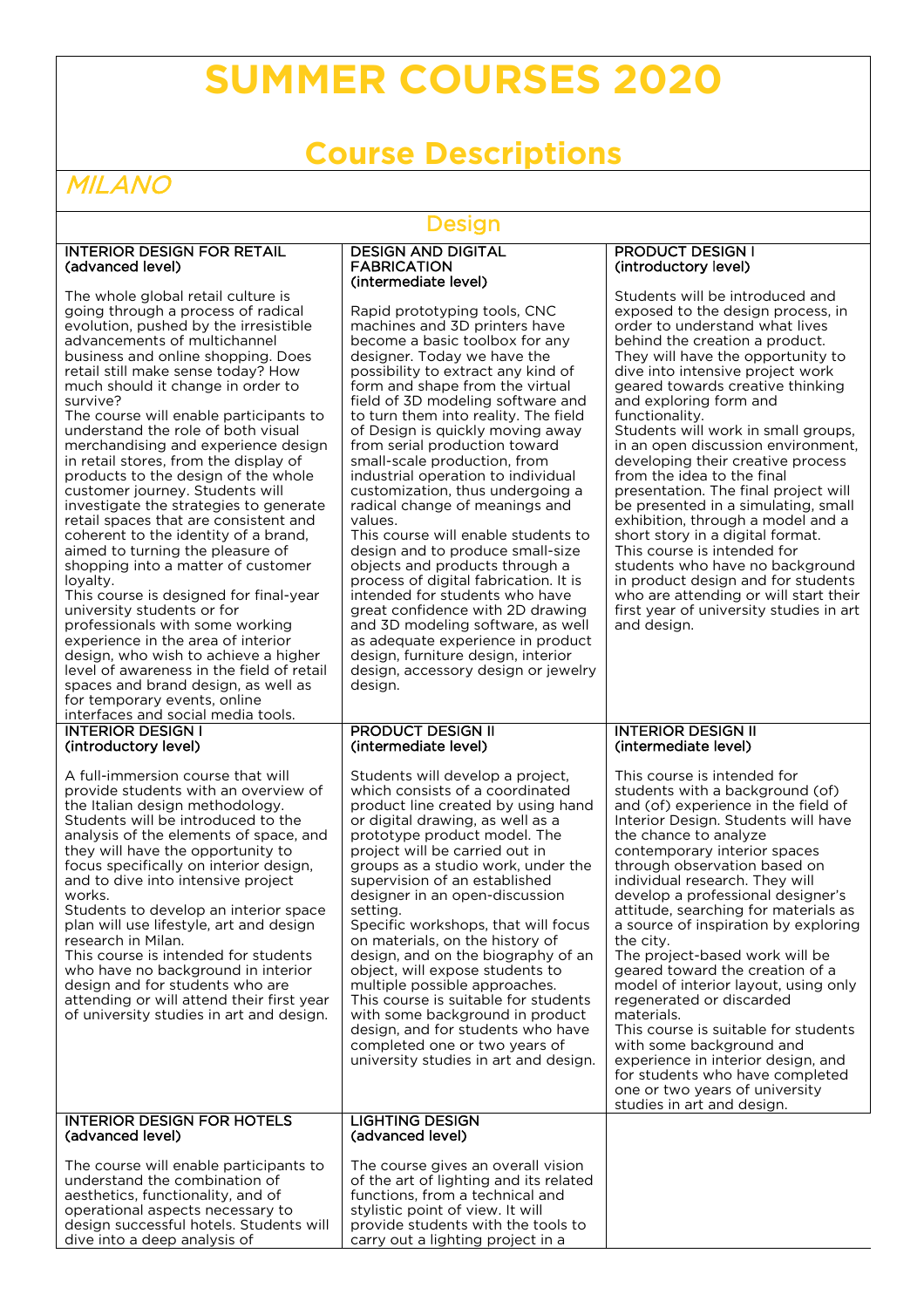# SUMMER COURSES 2020

## Course Descriptions

*MILANO*

### Design

#### INTERIOR DESIGN FOR RETAIL (advanced level)

The whole global retail culture is going through a process of radical evolution, pushed by the irresistible advancements of multichannel business and online shopping. Does retail still make sense today? How much should it change in order to survive?
The course will enable participants to understand the role of both visual merchandising and experience design in retail stores, from the display of products to the design of the whole customer journey. Students will investigate the strategies to generate retail spaces that are consistent and coherent to the identity of a brand, aimed to turning the pleasure of shopping into a matter of customer loyalty.
This course is designed for final-year university students or for professionals with some working experience in the area of interior design, who wish to achieve a higher level of awareness in the field of retail spaces and brand design, as well as for temporary events, online interfaces and social media tools.

#### DESIGN AND DIGITAL FABRICATION (intermediate level)

Rapid prototyping tools, CNC machines and 3D printers have become a basic toolbox for any designer. Today we have the possibility to extract any kind of form and shape from the virtual field of 3D modeling software and to turn them into reality. The field of Design is quickly moving away from serial production toward small-scale production, from industrial operation to individual customization, thus undergoing a radical change of meanings and values.
This course will enable students to design and to produce small-size objects and products through a process of digital fabrication. It is intended for students who have great confidence with 2D drawing and 3D modeling software, as well as adequate experience in product design, furniture design, interior design, accessory design or jewelry design.

#### PRODUCT DESIGN I (introductory level)

Students will be introduced and exposed to the design process, in order to understand what lives behind the creation a product. They will have the opportunity to dive into intensive project work geared towards creative thinking and exploring form and functionality.
Students will work in small groups, in an open discussion environment, developing their creative process from the idea to the final presentation. The final project will be presented in a simulating, small exhibition, through a model and a short story in a digital format.
This course is intended for students who have no background in product design and for students who are attending or will start their first year of university studies in art and design.

#### INTERIOR DESIGN I (introductory level)

A full-immersion course that will provide students with an overview of the Italian design methodology. Students will be introduced to the analysis of the elements of space, and they will have the opportunity to focus specifically on interior design, and to dive into intensive project works.
Students to develop an interior space plan will use lifestyle, art and design research in Milan.
This course is intended for students who have no background in interior design and for students who are attending or will attend their first year of university studies in art and design.

#### PRODUCT DESIGN II (intermediate level)

Students will develop a project, which consists of a coordinated product line created by using hand or digital drawing, as well as a prototype product model. The project will be carried out in groups as a studio work, under the supervision of an established designer in an open-discussion setting.
Specific workshops, that will focus on materials, on the history of design, and on the biography of an object, will expose students to multiple possible approaches.
This course is suitable for students with some background in product design, and for students who have completed one or two years of university studies in art and design.

#### INTERIOR DESIGN II (intermediate level)

This course is intended for students with a background (of) and (of) experience in the field of Interior Design. Students will have the chance to analyze contemporary interior spaces through observation based on individual research. They will develop a professional designer's attitude, searching for materials as a source of inspiration by exploring the city.
The project-based work will be geared toward the creation of a model of interior layout, using only regenerated or discarded materials.
This course is suitable for students with some background and experience in interior design, and for students who have completed one or two years of university studies in art and design.

#### INTERIOR DESIGN FOR HOTELS (advanced level)

The course will enable participants to understand the combination of aesthetics, functionality, and of operational aspects necessary to design successful hotels. Students will dive into a deep analysis of

#### LIGHTING DESIGN (advanced level)

The course gives an overall vision of the art of lighting and its related functions, from a technical and stylistic point of view. It will provide students with the tools to carry out a lighting project in a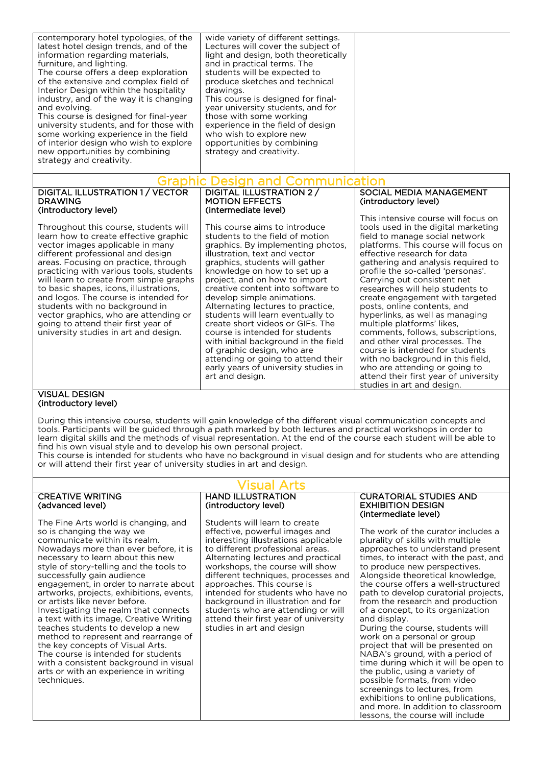contemporary hotel typologies, of the latest hotel design trends, and of the information regarding materials, furniture, and lighting.
The course offers a deep exploration of the extensive and complex field of Interior Design within the hospitality industry, and of the way it is changing and evolving.
This course is designed for final-year university students, and for those with some working experience in the field of interior design who wish to explore new opportunities by combining strategy and creativity.

wide variety of different settings. Lectures will cover the subject of light and design, both theoretically and in practical terms. The students will be expected to produce sketches and technical drawings.
This course is designed for final-year university students, and for those with some working experience in the field of design who wish to explore new opportunities by combining strategy and creativity.

## Graphic Design and Communication

**DIGITAL ILLUSTRATION 1 / VECTOR DRAWING**
**(introductory level)**

Throughout this course, students will learn how to create effective graphic vector images applicable in many different professional and design areas. Focusing on practice, through practicing with various tools, students will learn to create from simple graphs to basic shapes, icons, illustrations, and logos. The course is intended for students with no background in vector graphics, who are attending or going to attend their first year of university studies in art and design.

**DIGITAL ILLUSTRATION 2 / MOTION EFFECTS**
**(intermediate level)**

This course aims to introduce students to the field of motion graphics. By implementing photos, illustration, text and vector graphics, students will gather knowledge on how to set up a project, and on how to import creative content into software to develop simple animations. Alternating lectures to practice, students will learn eventually to create short videos or GIFs. The course is intended for students with initial background in the field of graphic design, who are attending or going to attend their early years of university studies in art and design.

**SOCIAL MEDIA MANAGEMENT**
**(introductory level)**

This intensive course will focus on tools used in the digital marketing field to manage social network platforms. This course will focus on effective research for data gathering and analysis required to profile the so-called 'personas'. Carrying out consistent net researches will help students to create engagement with targeted posts, online contents, and hyperlinks, as well as managing multiple platforms' likes, comments, follows, subscriptions, and other viral processes. The course is intended for students with no background in this field, who are attending or going to attend their first year of university studies in art and design.

**VISUAL DESIGN**
**(introductory level)**

During this intensive course, students will gain knowledge of the different visual communication concepts and tools. Participants will be guided through a path marked by both lectures and practical workshops in order to learn digital skills and the methods of visual representation. At the end of the course each student will be able to find his own visual style and to develop his own personal project.
This course is intended for students who have no background in visual design and for students who are attending or will attend their first year of university studies in art and design.

## Visual Arts

**CREATIVE WRITING**
**(advanced level)**

The Fine Arts world is changing, and so is changing the way we communicate within its realm. Nowadays more than ever before, it is necessary to learn about this new style of story-telling and the tools to successfully gain audience engagement, in order to narrate about artworks, projects, exhibitions, events, or artists like never before.
Investigating the realm that connects a text with its image, Creative Writing teaches students to develop a new method to represent and rearrange of the key concepts of Visual Arts.
The course is intended for students with a consistent background in visual arts or with an experience in writing techniques.

**HAND ILLUSTRATION**
**(introductory level)**

Students will learn to create effective, powerful images and interesting illustrations applicable to different professional areas. Alternating lectures and practical workshops, the course will show different techniques, processes and approaches. This course is intended for students who have no background in illustration and for students who are attending or will attend their first year of university studies in art and design

**CURATORIAL STUDIES AND EXHIBITION DESIGN**
**(intermediate level)**

The work of the curator includes a plurality of skills with multiple approaches to understand present times, to interact with the past, and to produce new perspectives.
Alongside theoretical knowledge, the course offers a well-structured path to develop curatorial projects, from the research and production of a concept, to its organization and display.
During the course, students will work on a personal or group project that will be presented on NABA's ground, with a period of time during which it will be open to the public, using a variety of possible formats, from video screenings to lectures, from exhibitions to online publications, and more. In addition to classroom lessons, the course will include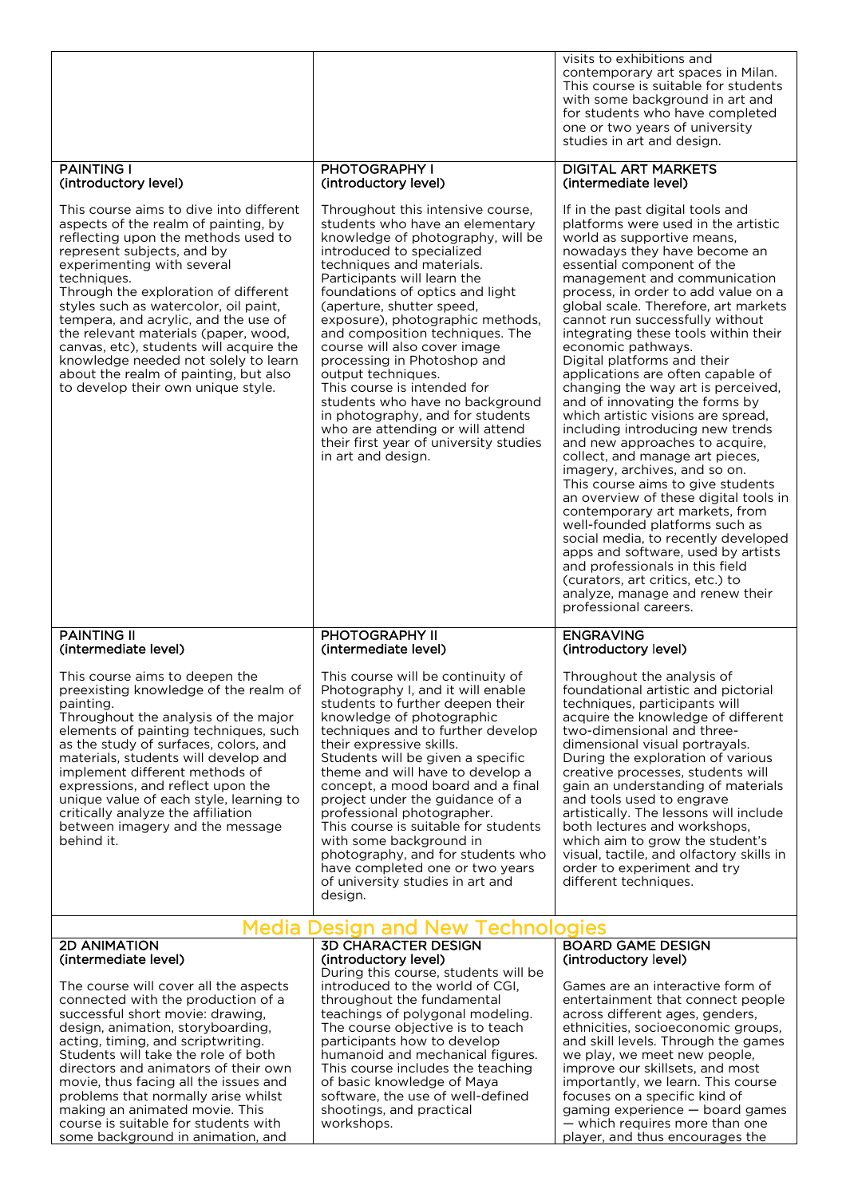visits to exhibitions and contemporary art spaces in Milan. This course is suitable for students with some background in art and for students who have completed one or two years of university studies in art and design.

### PAINTING I (introductory level)

This course aims to dive into different aspects of the realm of painting, by reflecting upon the methods used to represent subjects, and by experimenting with several techniques.
Through the exploration of different styles such as watercolor, oil paint, tempera, and acrylic, and the use of the relevant materials (paper, wood, canvas, etc), students will acquire the knowledge needed not solely to learn about the realm of painting, but also to develop their own unique style.

### PHOTOGRAPHY I (introductory level)

Throughout this intensive course, students who have an elementary knowledge of photography, will be introduced to specialized techniques and materials.
Participants will learn the foundations of optics and light (aperture, shutter speed, exposure), photographic methods, and composition techniques. The course will also cover image processing in Photoshop and output techniques.
This course is intended for students who have no background in photography, and for students who are attending or will attend their first year of university studies in art and design.

### DIGITAL ART MARKETS (intermediate level)

If in the past digital tools and platforms were used in the artistic world as supportive means, nowadays they have become an essential component of the management and communication process, in order to add value on a global scale. Therefore, art markets cannot run successfully without integrating these tools within their economic pathways.
Digital platforms and their applications are often capable of changing the way art is perceived, and of innovating the forms by which artistic visions are spread, including introducing new trends and new approaches to acquire, collect, and manage art pieces, imagery, archives, and so on.
This course aims to give students an overview of these digital tools in contemporary art markets, from well-founded platforms such as social media, to recently developed apps and software, used by artists and professionals in this field (curators, art critics, etc.) to analyze, manage and renew their professional careers.

### PAINTING II (intermediate level)

This course aims to deepen the preexisting knowledge of the realm of painting.
Throughout the analysis of the major elements of painting techniques, such as the study of surfaces, colors, and materials, students will develop and implement different methods of expressions, and reflect upon the unique value of each style, learning to critically analyze the affiliation between imagery and the message behind it.

### PHOTOGRAPHY II (intermediate level)

This course will be continuity of Photography I, and it will enable students to further deepen their knowledge of photographic techniques and to further develop their expressive skills.
Students will be given a specific theme and will have to develop a concept, a mood board and a final project under the guidance of a professional photographer.
This course is suitable for students with some background in photography, and for students who have completed one or two years of university studies in art and design.

### ENGRAVING (introductory level)

Throughout the analysis of foundational artistic and pictorial techniques, participants will acquire the knowledge of different two-dimensional and three-dimensional visual portrayals.
During the exploration of various creative processes, students will gain an understanding of materials and tools used to engrave artistically. The lessons will include both lectures and workshops, which aim to grow the student's visual, tactile, and olfactory skills in order to experiment and try different techniques.

## Media Design and New Technologies

### 2D ANIMATION (intermediate level)

The course will cover all the aspects connected with the production of a successful short movie: drawing, design, animation, storyboarding, acting, timing, and scriptwriting.
Students will take the role of both directors and animators of their own movie, thus facing all the issues and problems that normally arise whilst making an animated movie. This course is suitable for students with some background in animation, and

### 3D CHARACTER DESIGN (introductory level)

During this course, students will be introduced to the world of CGI, throughout the fundamental teachings of polygonal modeling.
The course objective is to teach participants how to develop humanoid and mechanical figures.
This course includes the teaching of basic knowledge of Maya software, the use of well-defined shootings, and practical workshops.

### BOARD GAME DESIGN (introductory level)

Games are an interactive form of entertainment that connect people across different ages, genders, ethnicities, socioeconomic groups, and skill levels. Through the games we play, we meet new people, improve our skillsets, and most importantly, we learn. This course focuses on a specific kind of gaming experience — board games — which requires more than one player, and thus encourages the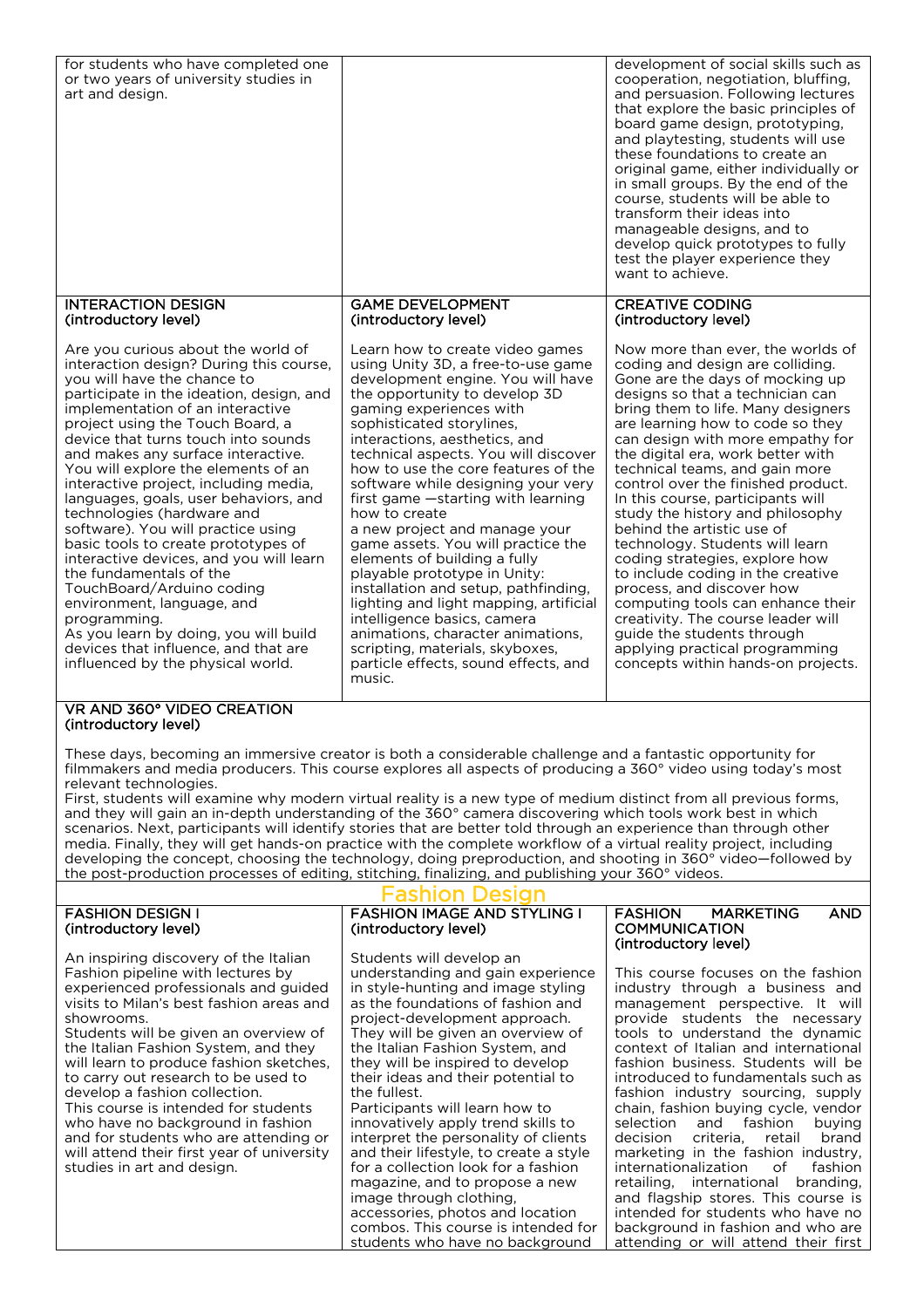| | | |
|---|---|---|
| for students who have completed one or two years of university studies in art and design. | | development of social skills such as cooperation, negotiation, bluffing, and persuasion. Following lectures that explore the basic principles of board game design, prototyping, and playtesting, students will use these foundations to create an original game, either individually or in small groups. By the end of the course, students will be able to transform their ideas into manageable designs, and to develop quick prototypes to fully test the player experience they want to achieve. |
| INTERACTION DESIGN (introductory level) | GAME DEVELOPMENT (introductory level) | CREATIVE CODING (introductory level) |
| Are you curious about the world of interaction design? During this course, you will have the chance to participate in the ideation, design, and implementation of an interactive project using the Touch Board, a device that turns touch into sounds and makes any surface interactive. You will explore the elements of an interactive project, including media, languages, goals, user behaviors, and technologies (hardware and software). You will practice using basic tools to create prototypes of interactive devices, and you will learn the fundamentals of the TouchBoard/Arduino coding environment, language, and programming. As you learn by doing, you will build devices that influence, and that are influenced by the physical world. | Learn how to create video games using Unity 3D, a free-to-use game development engine. You will have the opportunity to develop 3D gaming experiences with sophisticated storylines, interactions, aesthetics, and technical aspects. You will discover how to use the core features of the software while designing your very first game —starting with learning how to create a new project and manage your game assets. You will practice the elements of building a fully playable prototype in Unity: installation and setup, pathfinding, lighting and light mapping, artificial intelligence basics, camera animations, character animations, scripting, materials, skyboxes, particle effects, sound effects, and music. | Now more than ever, the worlds of coding and design are colliding. Gone are the days of mocking up designs so that a technician can bring them to life. Many designers are learning how to code so they can design with more empathy for the digital era, work better with technical teams, and gain more control over the finished product. In this course, participants will study the history and philosophy behind the artistic use of technology. Students will learn coding strategies, explore how to include coding in the creative process, and discover how computing tools can enhance their creativity. The course leader will guide the students through applying practical programming concepts within hands-on projects. |

**VR AND 360° VIDEO CREATION (introductory level)**

These days, becoming an immersive creator is both a considerable challenge and a fantastic opportunity for filmmakers and media producers. This course explores all aspects of producing a 360° video using today's most relevant technologies.
First, students will examine why modern virtual reality is a new type of medium distinct from all previous forms, and they will gain an in-depth understanding of the 360° camera discovering which tools work best in which scenarios. Next, participants will identify stories that are better told through an experience than through other media. Finally, they will get hands-on practice with the complete workflow of a virtual reality project, including developing the concept, choosing the technology, doing preproduction, and shooting in 360° video—followed by the post-production processes of editing, stitching, finalizing, and publishing your 360° videos.

## Fashion Design

| | | |
|---|---|---|
| FASHION DESIGN I (introductory level) | FASHION IMAGE AND STYLING I (introductory level) | FASHION MARKETING AND COMMUNICATION (introductory level) |
| An inspiring discovery of the Italian Fashion pipeline with lectures by experienced professionals and guided visits to Milan's best fashion areas and showrooms. Students will be given an overview of the Italian Fashion System, and they will learn to produce fashion sketches, to carry out research to be used to develop a fashion collection. This course is intended for students who have no background in fashion and for students who are attending or will attend their first year of university studies in art and design. | Students will develop an understanding and gain experience in style-hunting and image styling as the foundations of fashion and project-development approach. They will be given an overview of the Italian Fashion System, and they will be inspired to develop their ideas and their potential to the fullest. Participants will learn how to innovatively apply trend skills to interpret the personality of clients and their lifestyle, to create a style for a collection look for a fashion magazine, and to propose a new image through clothing, accessories, photos and location combos. This course is intended for students who have no background | This course focuses on the fashion industry through a business and management perspective. It will provide students the necessary tools to understand the dynamic context of Italian and international fashion business. Students will be introduced to fundamentals such as fashion industry sourcing, supply chain, fashion buying cycle, vendor selection and fashion buying decision criteria, retail brand marketing in the fashion industry, internationalization of fashion retailing, international branding, and flagship stores. This course is intended for students who have no background in fashion and who are attending or will attend their first |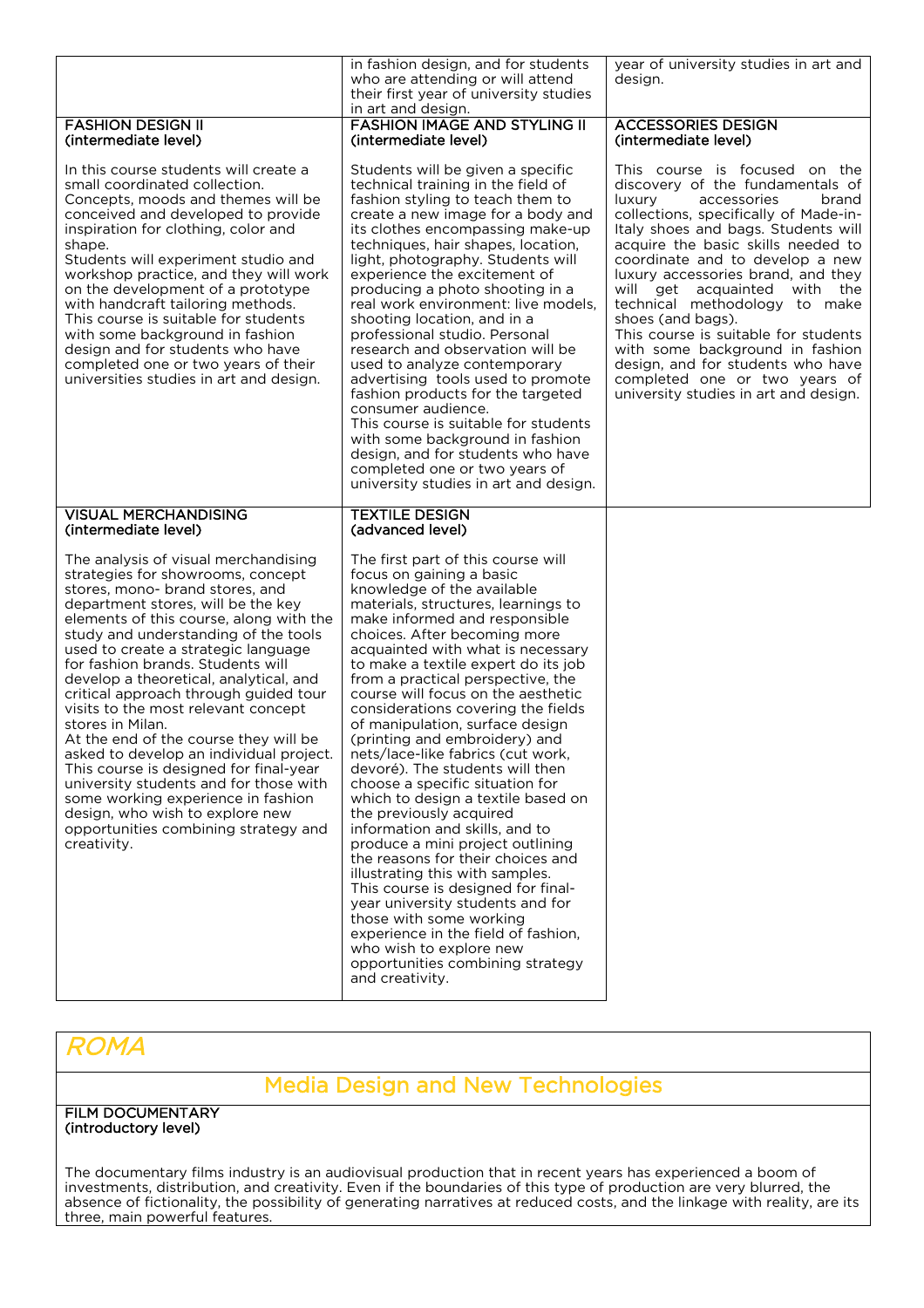| | | |
|---|---|---|
| | in fashion design, and for students who are attending or will attend their first year of university studies in art and design. | year of university studies in art and design. |
| **FASHION DESIGN II** (intermediate level)<br><br>In this course students will create a small coordinated collection. Concepts, moods and themes will be conceived and developed to provide inspiration for clothing, color and shape.<br>Students will experiment studio and workshop practice, and they will work on the development of a prototype with handcraft tailoring methods.<br>This course is suitable for students with some background in fashion design and for students who have completed one or two years of their universities studies in art and design. | **FASHION IMAGE AND STYLING II** (intermediate level)<br><br>Students will be given a specific technical training in the field of fashion styling to teach them to create a new image for a body and its clothes encompassing make-up techniques, hair shapes, location, light, photography. Students will experience the excitement of producing a photo shooting in a real work environment: live models, shooting location, and in a professional studio. Personal research and observation will be used to analyze contemporary advertising tools used to promote fashion products for the targeted consumer audience.<br>This course is suitable for students with some background in fashion design, and for students who have completed one or two years of university studies in art and design. | **ACCESSORIES DESIGN** (intermediate level)<br><br>This course is focused on the discovery of the fundamentals of luxury accessories brand collections, specifically of Made-in-Italy shoes and bags. Students will acquire the basic skills needed to coordinate and to develop a new luxury accessories brand, and they will get acquainted with the technical methodology to make shoes (and bags).<br>This course is suitable for students with some background in fashion design, and for students who have completed one or two years of university studies in art and design. |
| **VISUAL MERCHANDISING** (intermediate level)<br><br>The analysis of visual merchandising strategies for showrooms, concept stores, mono- brand stores, and department stores, will be the key elements of this course, along with the study and understanding of the tools used to create a strategic language for fashion brands. Students will develop a theoretical, analytical, and critical approach through guided tour visits to the most relevant concept stores in Milan.<br>At the end of the course they will be asked to develop an individual project. This course is designed for final-year university students and for those with some working experience in fashion design, who wish to explore new opportunities combining strategy and creativity. | **TEXTILE DESIGN** (advanced level)<br><br>The first part of this course will focus on gaining a basic knowledge of the available materials, structures, learnings to make informed and responsible choices. After becoming more acquainted with what is necessary to make a textile expert do its job from a practical perspective, the course will focus on the aesthetic considerations covering the fields of manipulation, surface design (printing and embroidery) and nets/lace-like fabrics (cut work, devoré). The students will then choose a specific situation for which to design a textile based on the previously acquired information and skills, and to produce a mini project outlining the reasons for their choices and illustrating this with samples.<br>This course is designed for final-year university students and for those with some working experience in the field of fashion, who wish to explore new opportunities combining strategy and creativity. | |

# *ROMA*

## Media Design and New Technologies

**FILM DOCUMENTARY**
(introductory level)

The documentary films industry is an audiovisual production that in recent years has experienced a boom of investments, distribution, and creativity. Even if the boundaries of this type of production are very blurred, the absence of fictionality, the possibility of generating narratives at reduced costs, and the linkage with reality, are its three, main powerful features.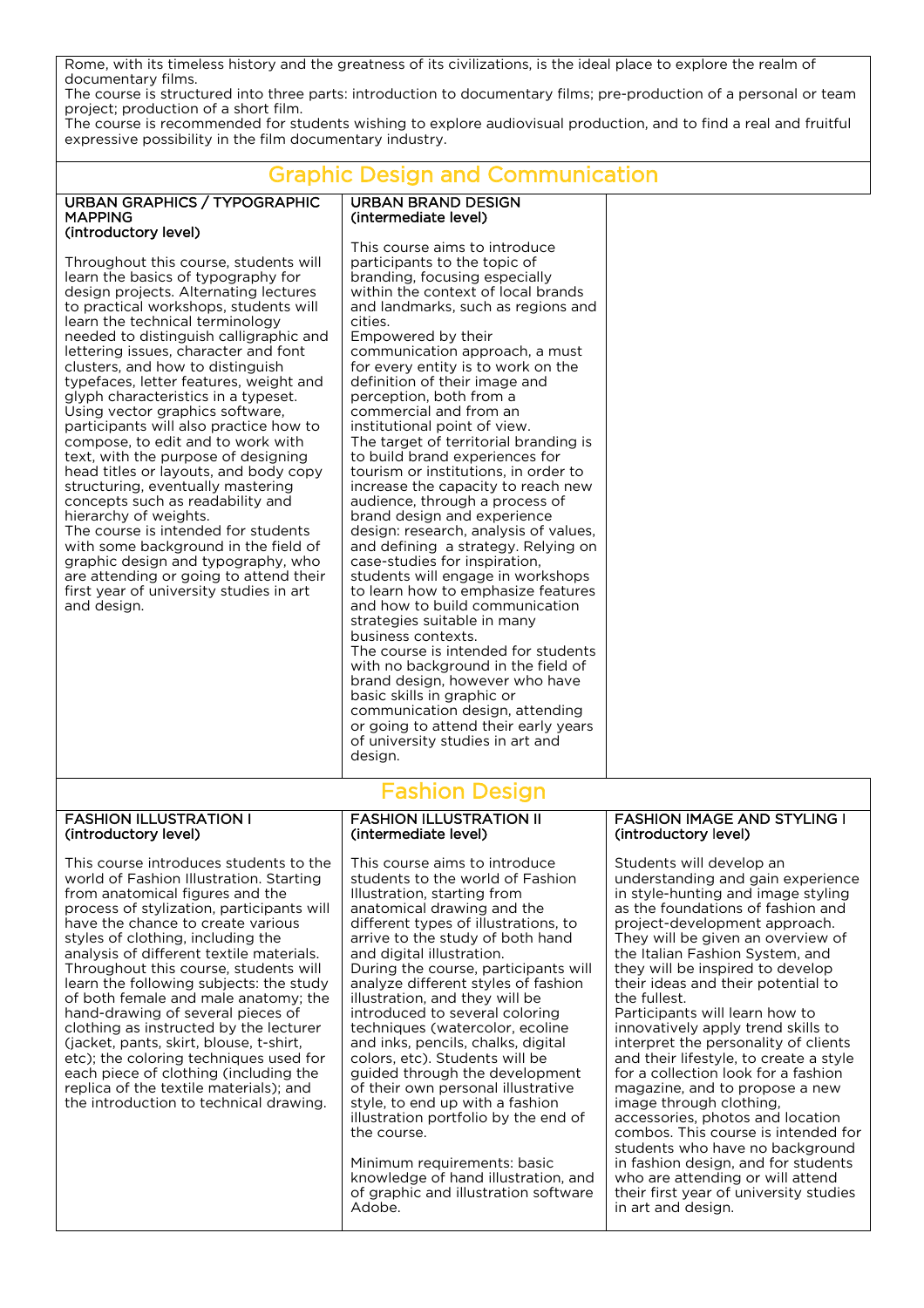Rome, with its timeless history and the greatness of its civilizations, is the ideal place to explore the realm of documentary films.
The course is structured into three parts: introduction to documentary films; pre-production of a personal or team project; production of a short film.
The course is recommended for students wishing to explore audiovisual production, and to find a real and fruitful expressive possibility in the film documentary industry.

## Graphic Design and Communication

### URBAN GRAPHICS / TYPOGRAPHIC MAPPING (introductory level)

Throughout this course, students will learn the basics of typography for design projects. Alternating lectures to practical workshops, students will learn the technical terminology needed to distinguish calligraphic and lettering issues, character and font clusters, and how to distinguish typefaces, letter features, weight and glyph characteristics in a typeset. Using vector graphics software, participants will also practice how to compose, to edit and to work with text, with the purpose of designing head titles or layouts, and body copy structuring, eventually mastering concepts such as readability and hierarchy of weights.
The course is intended for students with some background in the field of graphic design and typography, who are attending or going to attend their first year of university studies in art and design.

### URBAN BRAND DESIGN (intermediate level)

This course aims to introduce participants to the topic of branding, focusing especially within the context of local brands and landmarks, such as regions and cities.
Empowered by their communication approach, a must for every entity is to work on the definition of their image and perception, both from a commercial and from an institutional point of view.
The target of territorial branding is to build brand experiences for tourism or institutions, in order to increase the capacity to reach new audience, through a process of brand design and experience design: research, analysis of values, and defining a strategy. Relying on case-studies for inspiration, students will engage in workshops to learn how to emphasize features and how to build communication strategies suitable in many business contexts.
The course is intended for students with no background in the field of brand design, however who have basic skills in graphic or communication design, attending or going to attend their early years of university studies in art and design.

## Fashion Design

### FASHION ILLUSTRATION I (introductory level)

This course introduces students to the world of Fashion Illustration. Starting from anatomical figures and the process of stylization, participants will have the chance to create various styles of clothing, including the analysis of different textile materials.
Throughout this course, students will learn the following subjects: the study of both female and male anatomy; the hand-drawing of several pieces of clothing as instructed by the lecturer (jacket, pants, skirt, blouse, t-shirt, etc); the coloring techniques used for each piece of clothing (including the replica of the textile materials); and the introduction to technical drawing.

### FASHION ILLUSTRATION II (intermediate level)

This course aims to introduce students to the world of Fashion Illustration, starting from anatomical drawing and the different types of illustrations, to arrive to the study of both hand and digital illustration.
During the course, participants will analyze different styles of fashion illustration, and they will be introduced to several coloring techniques (watercolor, ecoline and inks, pencils, chalks, digital colors, etc). Students will be guided through the development of their own personal illustrative style, to end up with a fashion illustration portfolio by the end of the course.

Minimum requirements: basic knowledge of hand illustration, and of graphic and illustration software Adobe.

### FASHION IMAGE AND STYLING I (introductory level)

Students will develop an understanding and gain experience in style-hunting and image styling as the foundations of fashion and project-development approach. They will be given an overview of the Italian Fashion System, and they will be inspired to develop their ideas and their potential to the fullest.
Participants will learn how to innovatively apply trend skills to interpret the personality of clients and their lifestyle, to create a style for a collection look for a fashion magazine, and to propose a new image through clothing, accessories, photos and location combos. This course is intended for students who have no background in fashion design, and for students who are attending or will attend their first year of university studies in art and design.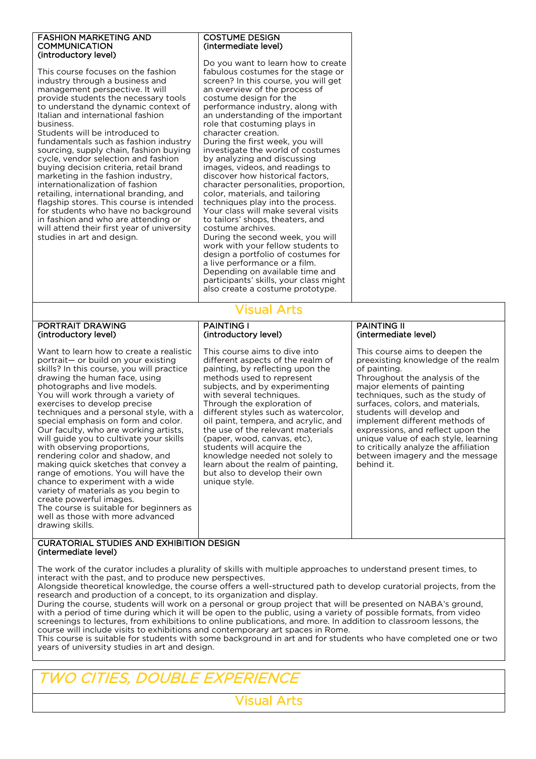### FASHION MARKETING AND COMMUNICATION (introductory level)

This course focuses on the fashion industry through a business and management perspective. It will provide students the necessary tools to understand the dynamic context of Italian and international fashion business.
Students will be introduced to fundamentals such as fashion industry sourcing, supply chain, fashion buying cycle, vendor selection and fashion buying decision criteria, retail brand marketing in the fashion industry, internationalization of fashion retailing, international branding, and flagship stores. This course is intended for students who have no background in fashion and who are attending or will attend their first year of university studies in art and design.

### COSTUME DESIGN (intermediate level)

Do you want to learn how to create fabulous costumes for the stage or screen? In this course, you will get an overview of the process of costume design for the performance industry, along with an understanding of the important role that costuming plays in character creation.
During the first week, you will investigate the world of costumes by analyzing and discussing images, videos, and readings to discover how historical factors, character personalities, proportion, color, materials, and tailoring techniques play into the process. Your class will make several visits to tailors' shops, theaters, and costume archives.
During the second week, you will work with your fellow students to design a portfolio of costumes for a live performance or a film. Depending on available time and participants' skills, your class might also create a costume prototype.

## Visual Arts

### PORTRAIT DRAWING (introductory level)

Want to learn how to create a realistic portrait— or build on your existing skills? In this course, you will practice drawing the human face, using photographs and live models.
You will work through a variety of exercises to develop precise techniques and a personal style, with a special emphasis on form and color. Our faculty, who are working artists, will guide you to cultivate your skills with observing proportions, rendering color and shadow, and making quick sketches that convey a range of emotions. You will have the chance to experiment with a wide variety of materials as you begin to create powerful images.
The course is suitable for beginners as well as those with more advanced drawing skills.

### PAINTING I (introductory level)

This course aims to dive into different aspects of the realm of painting, by reflecting upon the methods used to represent subjects, and by experimenting with several techniques.
Through the exploration of different styles such as watercolor, oil paint, tempera, and acrylic, and the use of the relevant materials (paper, wood, canvas, etc), students will acquire the knowledge needed not solely to learn about the realm of painting, but also to develop their own unique style.

### PAINTING II (intermediate level)

This course aims to deepen the preexisting knowledge of the realm of painting.
Throughout the analysis of the major elements of painting techniques, such as the study of surfaces, colors, and materials, students will develop and implement different methods of expressions, and reflect upon the unique value of each style, learning to critically analyze the affiliation between imagery and the message behind it.

### CURATORIAL STUDIES AND EXHIBITION DESIGN (intermediate level)

The work of the curator includes a plurality of skills with multiple approaches to understand present times, to interact with the past, and to produce new perspectives.
Alongside theoretical knowledge, the course offers a well-structured path to develop curatorial projects, from the research and production of a concept, to its organization and display.
During the course, students will work on a personal or group project that will be presented on NABA's ground, with a period of time during which it will be open to the public, using a variety of possible formats, from video screenings to lectures, from exhibitions to online publications, and more. In addition to classroom lessons, the course will include visits to exhibitions and contemporary art spaces in Rome.
This course is suitable for students with some background in art and for students who have completed one or two years of university studies in art and design.

# *TWO CITIES, DOUBLE EXPERIENCE*

## Visual Arts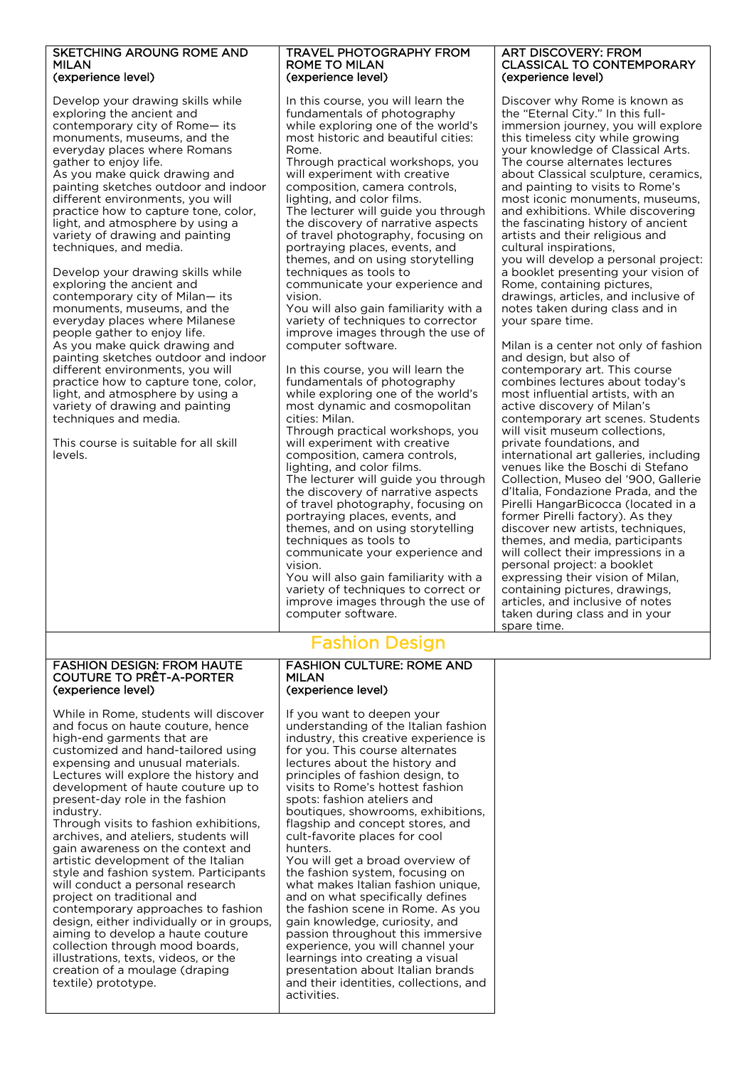### SKETCHING AROUNG ROME AND MILAN
(experience level)

Develop your drawing skills while exploring the ancient and contemporary city of Rome— its monuments, museums, and the everyday places where Romans gather to enjoy life.
As you make quick drawing and painting sketches outdoor and indoor different environments, you will practice how to capture tone, color, light, and atmosphere by using a variety of drawing and painting techniques, and media.

Develop your drawing skills while exploring the ancient and contemporary city of Milan— its monuments, museums, and the everyday places where Milanese people gather to enjoy life.
As you make quick drawing and painting sketches outdoor and indoor different environments, you will practice how to capture tone, color, light, and atmosphere by using a variety of drawing and painting techniques and media.

This course is suitable for all skill levels.

### TRAVEL PHOTOGRAPHY FROM ROME TO MILAN
(experience level)

In this course, you will learn the fundamentals of photography while exploring one of the world's most historic and beautiful cities: Rome.
Through practical workshops, you will experiment with creative composition, camera controls, lighting, and color films.
The lecturer will guide you through the discovery of narrative aspects of travel photography, focusing on portraying places, events, and themes, and on using storytelling techniques as tools to communicate your experience and vision.
You will also gain familiarity with a variety of techniques to corrector improve images through the use of computer software.

In this course, you will learn the fundamentals of photography while exploring one of the world's most dynamic and cosmopolitan cities: Milan.
Through practical workshops, you will experiment with creative composition, camera controls, lighting, and color films.
The lecturer will guide you through the discovery of narrative aspects of travel photography, focusing on portraying places, events, and themes, and on using storytelling techniques as tools to communicate your experience and vision.
You will also gain familiarity with a variety of techniques to correct or improve images through the use of computer software.

### ART DISCOVERY: FROM CLASSICAL TO CONTEMPORARY
(experience level)

Discover why Rome is known as the "Eternal City." In this full-immersion journey, you will explore this timeless city while growing your knowledge of Classical Arts. The course alternates lectures about Classical sculpture, ceramics, and painting to visits to Rome's most iconic monuments, museums, and exhibitions. While discovering the fascinating history of ancient artists and their religious and cultural inspirations,
you will develop a personal project: a booklet presenting your vision of Rome, containing pictures, drawings, articles, and inclusive of notes taken during class and in your spare time.

Milan is a center not only of fashion and design, but also of contemporary art. This course combines lectures about today's most influential artists, with an active discovery of Milan's contemporary art scenes. Students will visit museum collections, private foundations, and international art galleries, including venues like the Boschi di Stefano Collection, Museo del '900, Gallerie d'Italia, Fondazione Prada, and the Pirelli HangarBicocca (located in a former Pirelli factory). As they discover new artists, techniques, themes, and media, participants will collect their impressions in a personal project: a booklet expressing their vision of Milan, containing pictures, drawings, articles, and inclusive of notes taken during class and in your spare time.

## Fashion Design

### FASHION DESIGN: FROM HAUTE COUTURE TO PRÊT-A-PORTER
(experience level)

While in Rome, students will discover and focus on haute couture, hence high-end garments that are customized and hand-tailored using expensing and unusual materials. Lectures will explore the history and development of haute couture up to present-day role in the fashion industry.
Through visits to fashion exhibitions, archives, and ateliers, students will gain awareness on the context and artistic development of the Italian style and fashion system. Participants will conduct a personal research project on traditional and contemporary approaches to fashion design, either individually or in groups, aiming to develop a haute couture collection through mood boards, illustrations, texts, videos, or the creation of a moulage (draping textile) prototype.

### FASHION CULTURE: ROME AND MILAN
(experience level)

If you want to deepen your understanding of the Italian fashion industry, this creative experience is for you. This course alternates lectures about the history and principles of fashion design, to visits to Rome's hottest fashion spots: fashion ateliers and boutiques, showrooms, exhibitions, flagship and concept stores, and cult-favorite places for cool hunters.
You will get a broad overview of the fashion system, focusing on what makes Italian fashion unique, and on what specifically defines the fashion scene in Rome. As you gain knowledge, curiosity, and passion throughout this immersive experience, you will channel your learnings into creating a visual presentation about Italian brands and their identities, collections, and activities.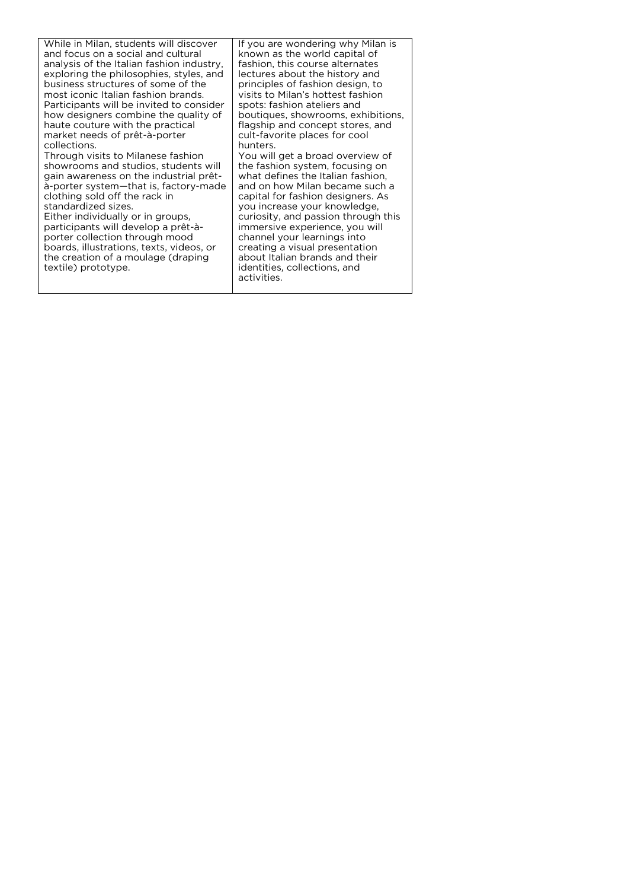| | |
| --- | --- |
| While in Milan, students will discover and focus on a social and cultural analysis of the Italian fashion industry, exploring the philosophies, styles, and business structures of some of the most iconic Italian fashion brands.<br>Participants will be invited to consider how designers combine the quality of haute couture with the practical market needs of prêt-à-porter collections.<br>Through visits to Milanese fashion showrooms and studios, students will gain awareness on the industrial prêt-à-porter system—that is, factory-made clothing sold off the rack in standardized sizes.<br>Either individually or in groups, participants will develop a prêt-à-porter collection through mood boards, illustrations, texts, videos, or the creation of a moulage (draping textile) prototype. | If you are wondering why Milan is known as the world capital of fashion, this course alternates lectures about the history and principles of fashion design, to visits to Milan's hottest fashion spots: fashion ateliers and boutiques, showrooms, exhibitions, flagship and concept stores, and cult-favorite places for cool hunters.<br>You will get a broad overview of the fashion system, focusing on what defines the Italian fashion, and on how Milan became such a capital for fashion designers. As you increase your knowledge, curiosity, and passion through this immersive experience, you will channel your learnings into creating a visual presentation about Italian brands and their identities, collections, and activities. |